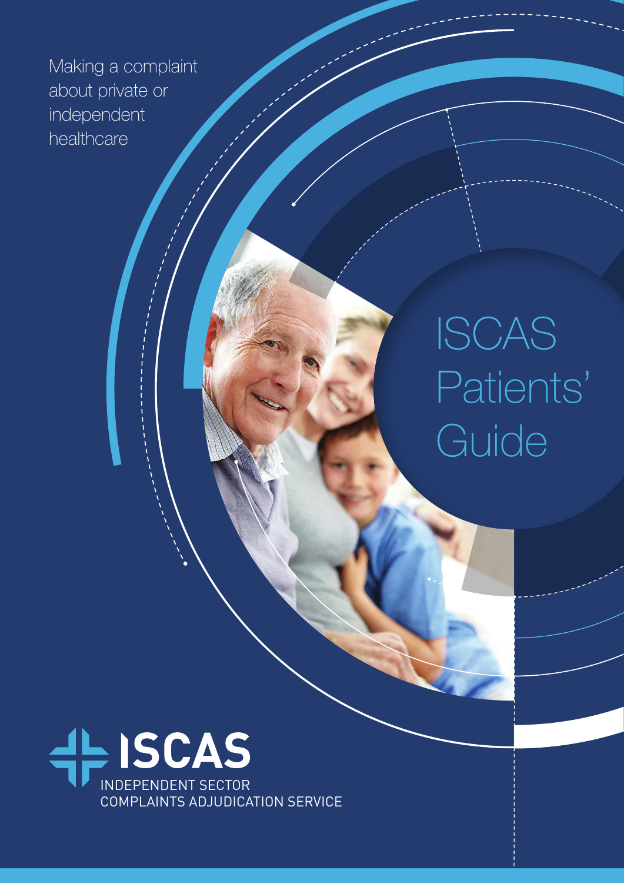Making a complaint about private or independent healthcare

# ISCAS Patients' Guide

ISCAS

INDEPENDENT SECTOR COMPLAINTS ADJUDICATION SERVICE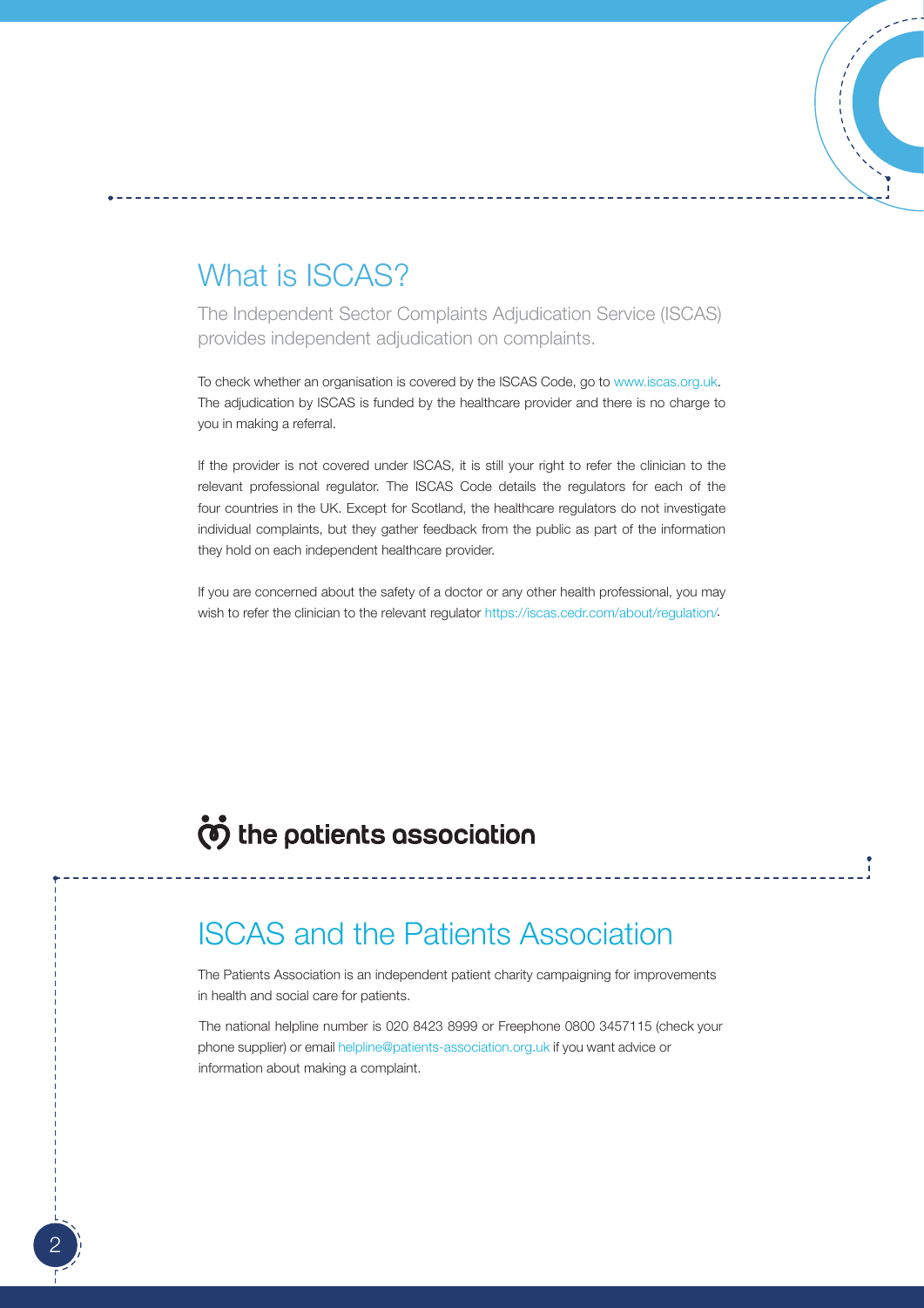## What is ISCAS?

The Independent Sector Complaints Adjudication Service (ISCAS) provides independent adjudication on complaints.

To check whether an organisation is covered by the ISCAS Code, go to www.iscas.org.uk. The adjudication by ISCAS is funded by the healthcare provider and there is no charge to you in making a referral.

If the provider is not covered under ISCAS, it is still your right to refer the clinician to the relevant professional regulator. The ISCAS Code details the regulators for each of the four countries in the UK. Except for Scotland, the healthcare regulators do not investigate individual complaints, but they gather feedback from the public as part of the information they hold on each independent healthcare provider.

If you are concerned about the safety of a doctor or any other health professional, you may wish to refer the clinician to the relevant regulator https://iscas.cedr.com/about/regulation/.

the patients association

## ISCAS and the Patients Association

The Patients Association is an independent patient charity campaigning for improvements in health and social care for patients.

The national helpline number is 020 8423 8999 or Freephone 0800 3457115 (check your phone supplier) or email helpline@patients-association.org.uk if you want advice or information about making a complaint.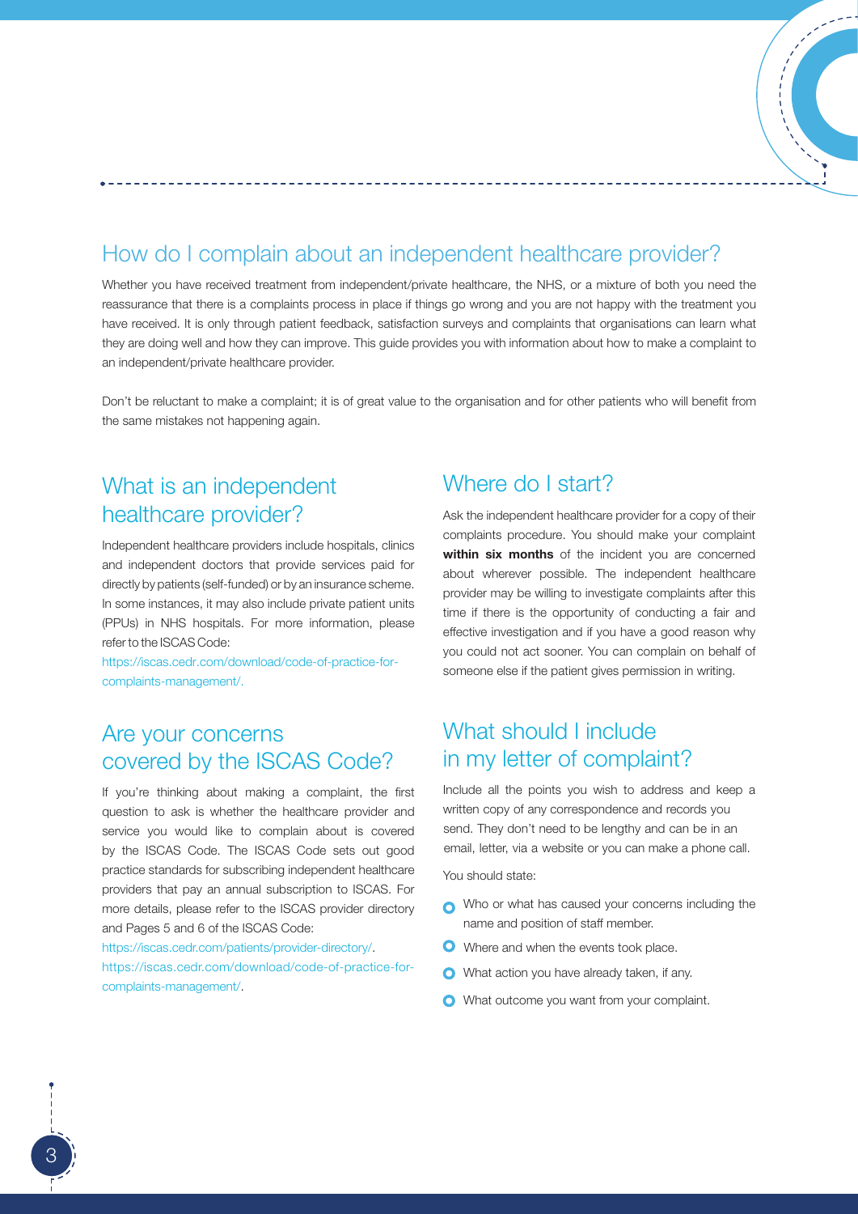## How do I complain about an independent healthcare provider?

Whether you have received treatment from independent/private healthcare, the NHS, or a mixture of both you need the reassurance that there is a complaints process in place if things go wrong and you are not happy with the treatment you have received. It is only through patient feedback, satisfaction surveys and complaints that organisations can learn what they are doing well and how they can improve. This guide provides you with information about how to make a complaint to an independent/private healthcare provider.

Don't be reluctant to make a complaint; it is of great value to the organisation and for other patients who will benefit from the same mistakes not happening again.

## What is an independent healthcare provider?

Independent healthcare providers include hospitals, clinics and independent doctors that provide services paid for directly by patients (self-funded) or by an insurance scheme. In some instances, it may also include private patient units (PPUs) in NHS hospitals. For more information, please refer to the ISCAS Code:

https://iscas.cedr.com/download/code-of-practice-for-complaints-management/.

## Are your concerns covered by the ISCAS Code?

If you're thinking about making a complaint, the first question to ask is whether the healthcare provider and service you would like to complain about is covered by the ISCAS Code. The ISCAS Code sets out good practice standards for subscribing independent healthcare providers that pay an annual subscription to ISCAS. For more details, please refer to the ISCAS provider directory and Pages 5 and 6 of the ISCAS Code:

https://iscas.cedr.com/patients/provider-directory/.
https://iscas.cedr.com/download/code-of-practice-for-complaints-management/.

## Where do I start?

Ask the independent healthcare provider for a copy of their complaints procedure. You should make your complaint **within six months** of the incident you are concerned about wherever possible. The independent healthcare provider may be willing to investigate complaints after this time if there is the opportunity of conducting a fair and effective investigation and if you have a good reason why you could not act sooner. You can complain on behalf of someone else if the patient gives permission in writing.

## What should I include in my letter of complaint?

Include all the points you wish to address and keep a written copy of any correspondence and records you send. They don't need to be lengthy and can be in an email, letter, via a website or you can make a phone call.

You should state:

- Who or what has caused your concerns including the name and position of staff member.
- Where and when the events took place.
- What action you have already taken, if any.
- What outcome you want from your complaint.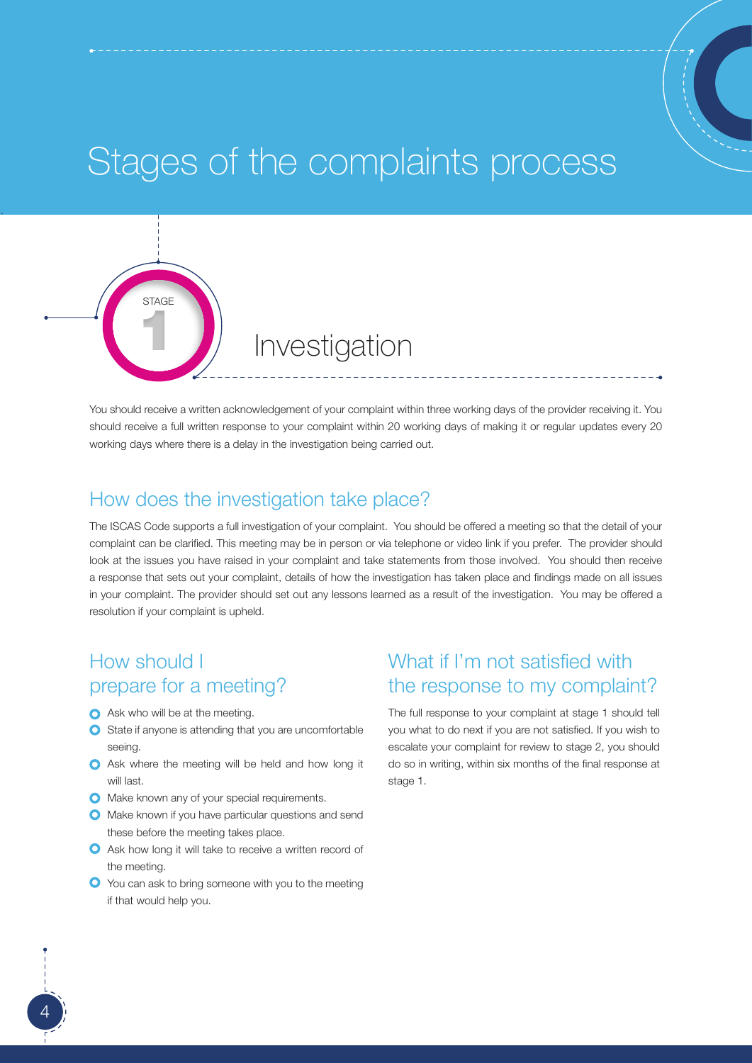# Stages of the complaints process

## STAGE 1 Investigation

You should receive a written acknowledgement of your complaint within three working days of the provider receiving it. You should receive a full written response to your complaint within 20 working days of making it or regular updates every 20 working days where there is a delay in the investigation being carried out.

### How does the investigation take place?

The ISCAS Code supports a full investigation of your complaint. You should be offered a meeting so that the detail of your complaint can be clarified. This meeting may be in person or via telephone or video link if you prefer. The provider should look at the issues you have raised in your complaint and take statements from those involved. You should then receive a response that sets out your complaint, details of how the investigation has taken place and findings made on all issues in your complaint. The provider should set out any lessons learned as a result of the investigation. You may be offered a resolution if your complaint is upheld.

### How should I prepare for a meeting?

- Ask who will be at the meeting.
- State if anyone is attending that you are uncomfortable seeing.
- Ask where the meeting will be held and how long it will last.
- Make known any of your special requirements.
- Make known if you have particular questions and send these before the meeting takes place.
- Ask how long it will take to receive a written record of the meeting.
- You can ask to bring someone with you to the meeting if that would help you.

### What if I'm not satisfied with the response to my complaint?

The full response to your complaint at stage 1 should tell you what to do next if you are not satisfied. If you wish to escalate your complaint for review to stage 2, you should do so in writing, within six months of the final response at stage 1.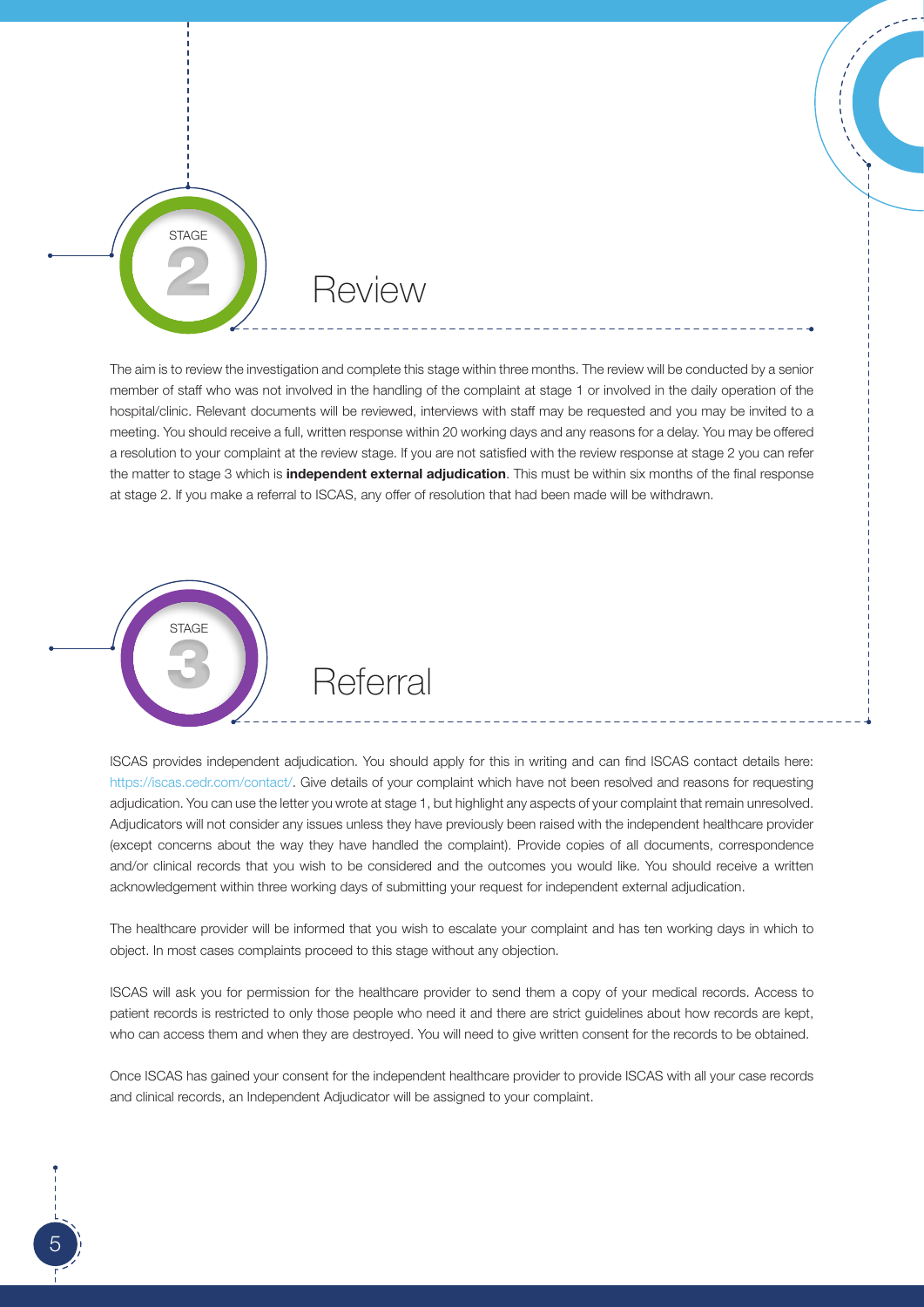## STAGE 2 Review

The aim is to review the investigation and complete this stage within three months. The review will be conducted by a senior member of staff who was not involved in the handling of the complaint at stage 1 or involved in the daily operation of the hospital/clinic. Relevant documents will be reviewed, interviews with staff may be requested and you may be invited to a meeting. You should receive a full, written response within 20 working days and any reasons for a delay. You may be offered a resolution to your complaint at the review stage. If you are not satisfied with the review response at stage 2 you can refer the matter to stage 3 which is **independent external adjudication**. This must be within six months of the final response at stage 2. If you make a referral to ISCAS, any offer of resolution that had been made will be withdrawn.

## STAGE 3 Referral

ISCAS provides independent adjudication. You should apply for this in writing and can find ISCAS contact details here: https://iscas.cedr.com/contact/. Give details of your complaint which have not been resolved and reasons for requesting adjudication. You can use the letter you wrote at stage 1, but highlight any aspects of your complaint that remain unresolved. Adjudicators will not consider any issues unless they have previously been raised with the independent healthcare provider (except concerns about the way they have handled the complaint). Provide copies of all documents, correspondence and/or clinical records that you wish to be considered and the outcomes you would like. You should receive a written acknowledgement within three working days of submitting your request for independent external adjudication.

The healthcare provider will be informed that you wish to escalate your complaint and has ten working days in which to object. In most cases complaints proceed to this stage without any objection.

ISCAS will ask you for permission for the healthcare provider to send them a copy of your medical records. Access to patient records is restricted to only those people who need it and there are strict guidelines about how records are kept, who can access them and when they are destroyed. You will need to give written consent for the records to be obtained.

Once ISCAS has gained your consent for the independent healthcare provider to provide ISCAS with all your case records and clinical records, an Independent Adjudicator will be assigned to your complaint.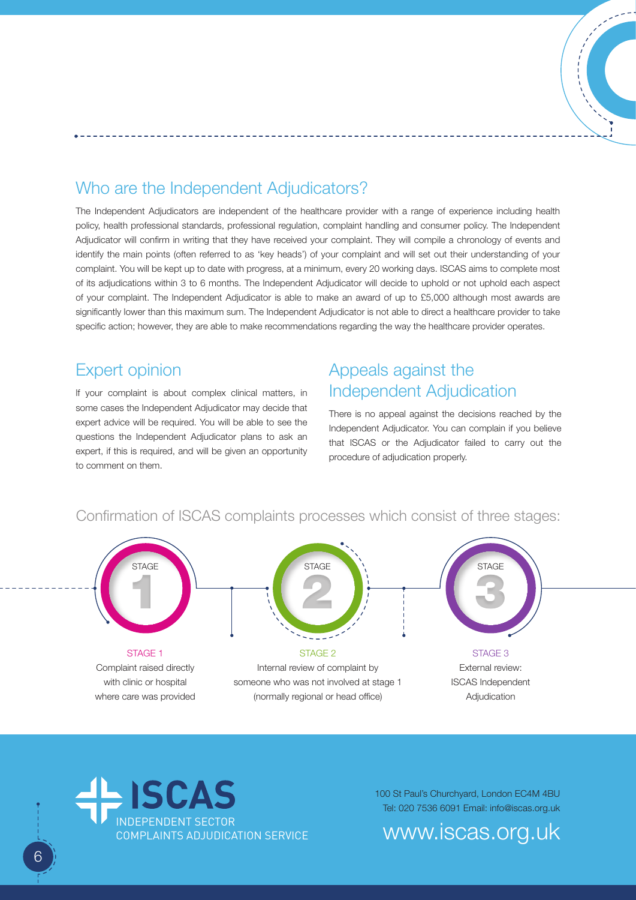## Who are the Independent Adjudicators?

The Independent Adjudicators are independent of the healthcare provider with a range of experience including health policy, health professional standards, professional regulation, complaint handling and consumer policy. The Independent Adjudicator will confirm in writing that they have received your complaint. They will compile a chronology of events and identify the main points (often referred to as 'key heads') of your complaint and will set out their understanding of your complaint. You will be kept up to date with progress, at a minimum, every 20 working days. ISCAS aims to complete most of its adjudications within 3 to 6 months. The Independent Adjudicator will decide to uphold or not uphold each aspect of your complaint. The Independent Adjudicator is able to make an award of up to £5,000 although most awards are significantly lower than this maximum sum. The Independent Adjudicator is not able to direct a healthcare provider to take specific action; however, they are able to make recommendations regarding the way the healthcare provider operates.

## Expert opinion

If your complaint is about complex clinical matters, in some cases the Independent Adjudicator may decide that expert advice will be required. You will be able to see the questions the Independent Adjudicator plans to ask an expert, if this is required, and will be given an opportunity to comment on them.

## Appeals against the Independent Adjudication

There is no appeal against the decisions reached by the Independent Adjudicator. You can complain if you believe that ISCAS or the Adjudicator failed to carry out the procedure of adjudication properly.

### Confirmation of ISCAS complaints processes which consist of three stages:

STAGE 1

STAGE 2

STAGE 3

**STAGE 1**
Complaint raised directly with clinic or hospital where care was provided

**STAGE 2**
Internal review of complaint by someone who was not involved at stage 1 (normally regional or head office)

**STAGE 3**
External review: ISCAS Independent Adjudication

ISCAS
INDEPENDENT SECTOR COMPLAINTS ADJUDICATION SERVICE

100 St Paul's Churchyard, London EC4M 4BU
Tel: 020 7536 6091 Email: info@iscas.org.uk

www.iscas.org.uk